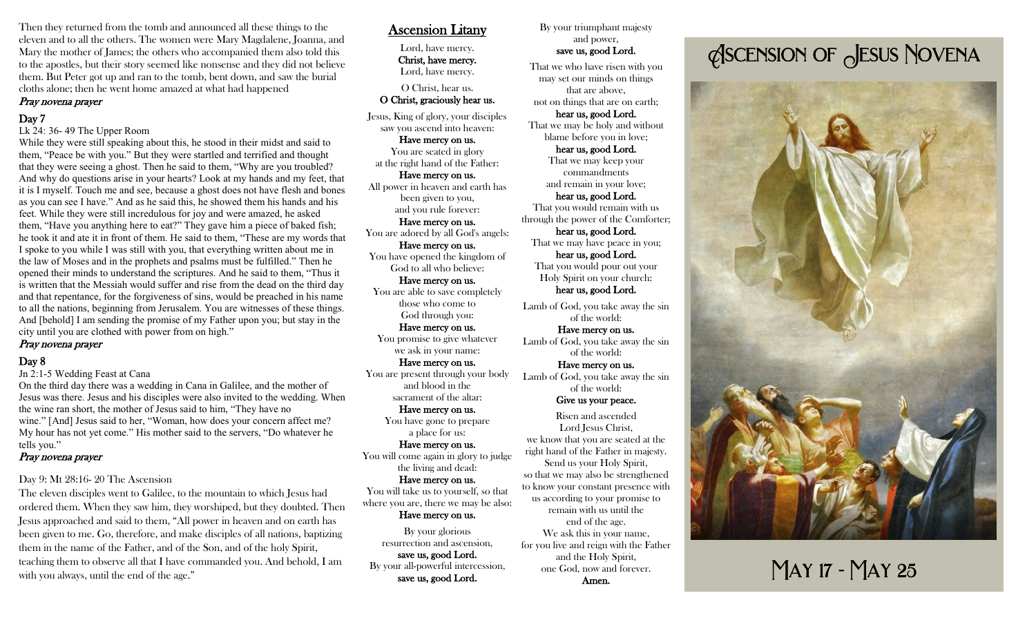Then they returned from the tomb and announced all these things to the eleven and to all the others. The women were Mary Magdalene, Joanna, and Mary the mother of James; the others who accompanied them also told this to the apostles, but their story seemed like nonsense and they did not believe them. But Peter got up and ran to the tomb, bent down, and saw the burial cloths alone; then he went home amazed at what had happened

***Pray novena prayer***

## Day 7

Lk 24: 36- 49 The Upper Room

While they were still speaking about this, he stood in their midst and said to them, "Peace be with you." But they were startled and terrified and thought that they were seeing a ghost. Then he said to them, "Why are you troubled? And why do questions arise in your hearts? Look at my hands and my feet, that it is I myself. Touch me and see, because a ghost does not have flesh and bones as you can see I have." And as he said this, he showed them his hands and his feet. While they were still incredulous for joy and were amazed, he asked them, "Have you anything here to eat?" They gave him a piece of baked fish; he took it and ate it in front of them. He said to them, "These are my words that I spoke to you while I was still with you, that everything written about me in the law of Moses and in the prophets and psalms must be fulfilled." Then he opened their minds to understand the scriptures. And he said to them, "Thus it is written that the Messiah would suffer and rise from the dead on the third day and that repentance, for the forgiveness of sins, would be preached in his name to all the nations, beginning from Jerusalem. You are witnesses of these things. And [behold] I am sending the promise of my Father upon you; but stay in the city until you are clothed with power from on high."

***Pray novena prayer***

## Day 8

Jn 2:1-5 Wedding Feast at Cana

On the third day there was a wedding in Cana in Galilee, and the mother of Jesus was there. Jesus and his disciples were also invited to the wedding. When the wine ran short, the mother of Jesus said to him, "They have no wine." [And] Jesus said to her, "Woman, how does your concern affect me? My hour has not yet come." His mother said to the servers, "Do whatever he tells you."

***Pray novena prayer***

Day 9: Mt 28:16- 20 The Ascension

The eleven disciples went to Galilee, to the mountain to which Jesus had ordered them. When they saw him, they worshiped, but they doubted. Then Jesus approached and said to them, "All power in heaven and on earth has been given to me. Go, therefore, and make disciples of all nations, baptizing them in the name of the Father, and of the Son, and of the holy Spirit, teaching them to observe all that I have commanded you. And behold, I am with you always, until the end of the age."

## Ascension Litany

Lord, have mercy.
**Christ, have mercy.**
Lord, have mercy.

O Christ, hear us.
**O Christ, graciously hear us.**

Jesus, King of glory, your disciples saw you ascend into heaven:
**Have mercy on us.**
You are seated in glory at the right hand of the Father:
**Have mercy on us.**
All power in heaven and earth has been given to you, and you rule forever:
**Have mercy on us.**
You are adored by all God's angels:
**Have mercy on us.**
You have opened the kingdom of God to all who believe:
**Have mercy on us.**
You are able to save completely those who come to God through you:
**Have mercy on us.**
You promise to give whatever we ask in your name:
**Have mercy on us.**
You are present through your body and blood in the sacrament of the altar:
**Have mercy on us.**
You have gone to prepare a place for us:
**Have mercy on us.**
You will come again in glory to judge the living and dead:
**Have mercy on us.**
You will take us to yourself, so that where you are, there we may be also:
**Have mercy on us.**

By your glorious resurrection and ascension,
**save us, good Lord.**
By your all-powerful intercession,
**save us, good Lord.**
By your triumphant majesty and power,
**save us, good Lord.**

That we who have risen with you may set our minds on things that are above, not on things that are on earth;
**hear us, good Lord.**
That we may be holy and without blame before you in love;
**hear us, good Lord.**
That we may keep your commandments and remain in your love;
**hear us, good Lord.**
That you would remain with us through the power of the Comforter;
**hear us, good Lord.**
That we may have peace in you;
**hear us, good Lord.**
That you would pour out your Holy Spirit on your church:
**hear us, good Lord.**

Lamb of God, you take away the sin of the world:
**Have mercy on us.**
Lamb of God, you take away the sin of the world:
**Have mercy on us.**
Lamb of God, you take away the sin of the world:
**Give us your peace.**

Risen and ascended Lord Jesus Christ, we know that you are seated at the right hand of the Father in majesty. Send us your Holy Spirit, so that we may also be strengthened to know your constant presence with us according to your promise to remain with us until the end of the age. We ask this in your name, for you live and reign with the Father and the Holy Spirit, one God, now and forever.
**Amen.**

# Ascension of Jesus Novena

## May 17 - May 25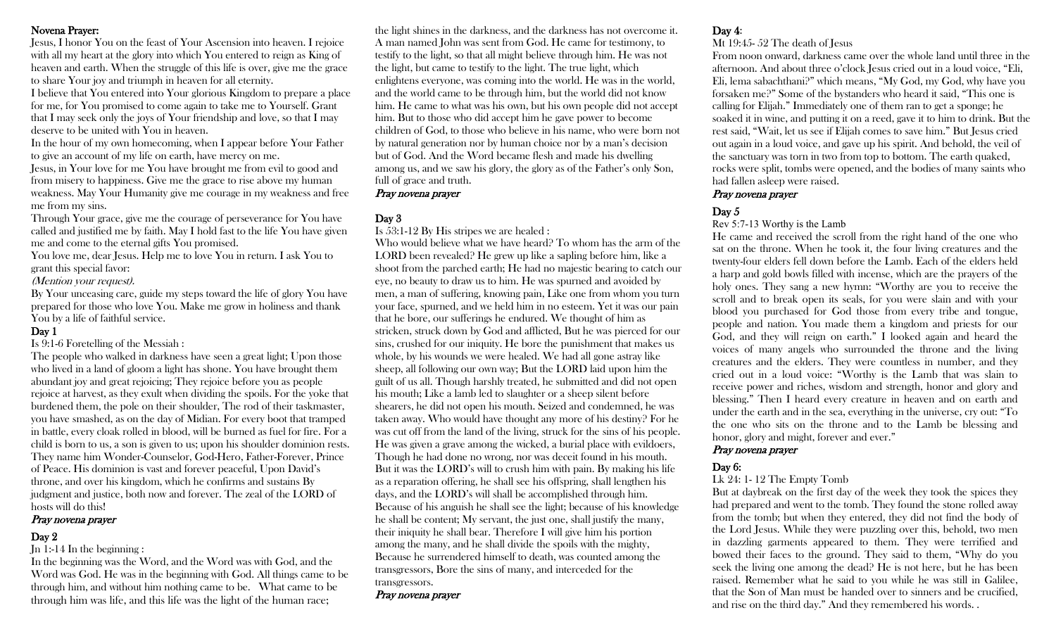**Novena Prayer:**

Jesus, I honor You on the feast of Your Ascension into heaven. I rejoice with all my heart at the glory into which You entered to reign as King of heaven and earth. When the struggle of this life is over, give me the grace to share Your joy and triumph in heaven for all eternity.

I believe that You entered into Your glorious Kingdom to prepare a place for me, for You promised to come again to take me to Yourself. Grant that I may seek only the joys of Your friendship and love, so that I may deserve to be united with You in heaven.

In the hour of my own homecoming, when I appear before Your Father to give an account of my life on earth, have mercy on me.

Jesus, in Your love for me You have brought me from evil to good and from misery to happiness. Give me the grace to rise above my human weakness. May Your Humanity give me courage in my weakness and free me from my sins.

Through Your grace, give me the courage of perseverance for You have called and justified me by faith. May I hold fast to the life You have given me and come to the eternal gifts You promised.

You love me, dear Jesus. Help me to love You in return. I ask You to grant this special favor:

*(Mention your request).*

By Your unceasing care, guide my steps toward the life of glory You have prepared for those who love You. Make me grow in holiness and thank You by a life of faithful service.

**Day 1**

Is 9:1-6 Foretelling of the Messiah :

The people who walked in darkness have seen a great light; Upon those who lived in a land of gloom a light has shone. You have brought them abundant joy and great rejoicing; They rejoice before you as people rejoice at harvest, as they exult when dividing the spoils. For the yoke that burdened them, the pole on their shoulder, The rod of their taskmaster, you have smashed, as on the day of Midian. For every boot that tramped in battle, every cloak rolled in blood, will be burned as fuel for fire. For a child is born to us, a son is given to us; upon his shoulder dominion rests. They name him Wonder-Counselor, God-Hero, Father-Forever, Prince of Peace. His dominion is vast and forever peaceful, Upon David's throne, and over his kingdom, which he confirms and sustains By judgment and justice, both now and forever. The zeal of the LORD of hosts will do this!

*Pray novena prayer*

**Day 2**

Jn 1:-14 In the beginning :

In the beginning was the Word, and the Word was with God, and the Word was God. He was in the beginning with God. All things came to be through him, and without him nothing came to be. What came to be through him was life, and this life was the light of the human race; the light shines in the darkness, and the darkness has not overcome it. A man named John was sent from God. He came for testimony, to testify to the light, so that all might believe through him. He was not the light, but came to testify to the light. The true light, which enlightens everyone, was coming into the world. He was in the world, and the world came to be through him, but the world did not know him. He came to what was his own, but his own people did not accept him. But to those who did accept him he gave power to become children of God, to those who believe in his name, who were born not by natural generation nor by human choice nor by a man's decision but of God. And the Word became flesh and made his dwelling among us, and we saw his glory, the glory as of the Father's only Son, full of grace and truth.

*Pray novena prayer*

**Day 3**

Is 53:1-12 By His stripes we are healed :

Who would believe what we have heard? To whom has the arm of the LORD been revealed? He grew up like a sapling before him, like a shoot from the parched earth; He had no majestic bearing to catch our eye, no beauty to draw us to him. He was spurned and avoided by men, a man of suffering, knowing pain, Like one from whom you turn your face, spurned, and we held him in no esteem. Yet it was our pain that he bore, our sufferings he endured. We thought of him as stricken, struck down by God and afflicted, But he was pierced for our sins, crushed for our iniquity. He bore the punishment that makes us whole, by his wounds we were healed. We had all gone astray like sheep, all following our own way; But the LORD laid upon him the guilt of us all. Though harshly treated, he submitted and did not open his mouth; Like a lamb led to slaughter or a sheep silent before shearers, he did not open his mouth. Seized and condemned, he was taken away. Who would have thought any more of his destiny? For he was cut off from the land of the living, struck for the sins of his people. He was given a grave among the wicked, a burial place with evildoers, Though he had done no wrong, nor was deceit found in his mouth. But it was the LORD's will to crush him with pain. By making his life as a reparation offering, he shall see his offspring, shall lengthen his days, and the LORD's will shall be accomplished through him. Because of his anguish he shall see the light; because of his knowledge he shall be content; My servant, the just one, shall justify the many, their iniquity he shall bear. Therefore I will give him his portion among the many, and he shall divide the spoils with the mighty, Because he surrendered himself to death, was counted among the transgressors, Bore the sins of many, and interceded for the transgressors.

*Pray novena prayer*

**Day 4**:

Mt 19:45- 52 The death of Jesus

From noon onward, darkness came over the whole land until three in the afternoon. And about three o'clock Jesus cried out in a loud voice, "Eli, Eli, lema sabachthani?" which means, "My God, my God, why have you forsaken me?" Some of the bystanders who heard it said, "This one is calling for Elijah." Immediately one of them ran to get a sponge; he soaked it in wine, and putting it on a reed, gave it to him to drink. But the rest said, "Wait, let us see if Elijah comes to save him." But Jesus cried out again in a loud voice, and gave up his spirit. And behold, the veil of the sanctuary was torn in two from top to bottom. The earth quaked, rocks were split, tombs were opened, and the bodies of many saints who had fallen asleep were raised.

*Pray novena prayer*

**Day 5**

Rev 5:7-13 Worthy is the Lamb

He came and received the scroll from the right hand of the one who sat on the throne. When he took it, the four living creatures and the twenty-four elders fell down before the Lamb. Each of the elders held a harp and gold bowls filled with incense, which are the prayers of the holy ones. They sang a new hymn: "Worthy are you to receive the scroll and to break open its seals, for you were slain and with your blood you purchased for God those from every tribe and tongue, people and nation. You made them a kingdom and priests for our God, and they will reign on earth." I looked again and heard the voices of many angels who surrounded the throne and the living creatures and the elders. They were countless in number, and they cried out in a loud voice: "Worthy is the Lamb that was slain to receive power and riches, wisdom and strength, honor and glory and blessing." Then I heard every creature in heaven and on earth and under the earth and in the sea, everything in the universe, cry out: "To the one who sits on the throne and to the Lamb be blessing and honor, glory and might, forever and ever."

*Pray novena prayer*

**Day 6:**

Lk 24: 1- 12 The Empty Tomb

But at daybreak on the first day of the week they took the spices they had prepared and went to the tomb. They found the stone rolled away from the tomb; but when they entered, they did not find the body of the Lord Jesus. While they were puzzling over this, behold, two men in dazzling garments appeared to them. They were terrified and bowed their faces to the ground. They said to them, "Why do you seek the living one among the dead? He is not here, but he has been raised. Remember what he said to you while he was still in Galilee, that the Son of Man must be handed over to sinners and be crucified, and rise on the third day." And they remembered his words. .